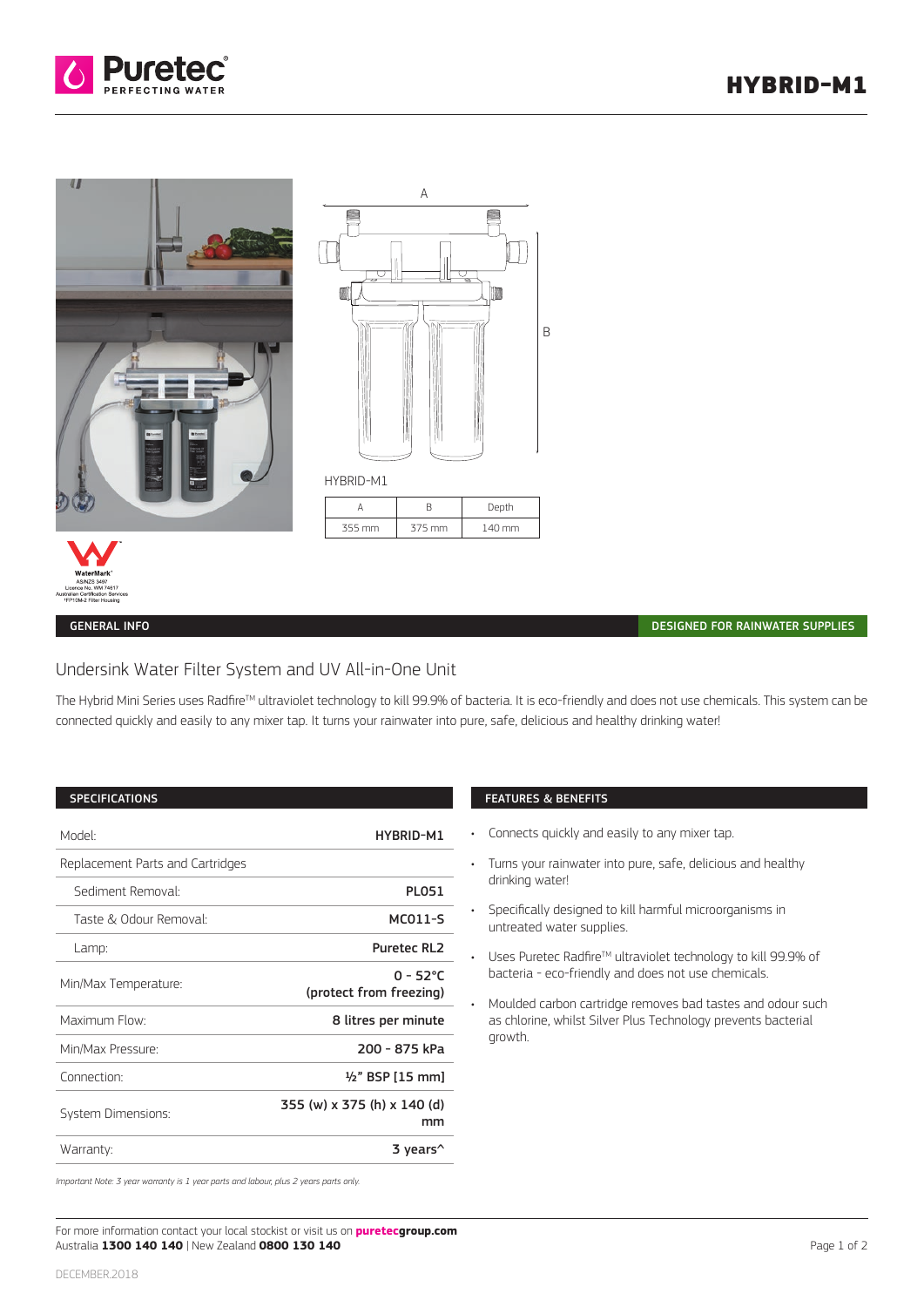# HYBRID-M1

Puretec PERFECTING WATER

A

B

HYBRID-M1

| A | B | Depth |
| --- | --- | --- |
| 355 mm | 375 mm | 140 mm |

WaterMark
AS/NZS 3497
Licence No. WM 74617
Australian Certification Services
\*FP10M-2 Filter Housing

**GENERAL INFO** — **DESIGNED FOR RAINWATER SUPPLIES**

## Undersink Water Filter System and UV All-in-One Unit

The Hybrid Mini Series uses Radfire™ ultraviolet technology to kill 99.9% of bacteria. It is eco-friendly and does not use chemicals. This system can be connected quickly and easily to any mixer tap. It turns your rainwater into pure, safe, delicious and healthy drinking water!

### SPECIFICATIONS

| | |
| --- | --- |
| Model: | **HYBRID-M1** |
| Replacement Parts and Cartridges | |
| Sediment Removal: | **PL051** |
| Taste & Odour Removal: | **MC011-S** |
| Lamp: | **Puretec RL2** |
| Min/Max Temperature: | **0 - 52°C (protect from freezing)** |
| Maximum Flow: | **8 litres per minute** |
| Min/Max Pressure: | **200 - 875 kPa** |
| Connection: | **½" BSP [15 mm]** |
| System Dimensions: | **355 (w) x 375 (h) x 140 (d) mm** |
| Warranty: | **3 years^** |

*Important Note: 3 year warranty is 1 year parts and labour, plus 2 years parts only.*

### FEATURES & BENEFITS

- Connects quickly and easily to any mixer tap.
- Turns your rainwater into pure, safe, delicious and healthy drinking water!
- Specifically designed to kill harmful microorganisms in untreated water supplies.
- Uses Puretec Radfire™ ultraviolet technology to kill 99.9% of bacteria - eco-friendly and does not use chemicals.
- Moulded carbon cartridge removes bad tastes and odour such as chlorine, whilst Silver Plus Technology prevents bacterial growth.

For more information contact your local stockist or visit us on **puretecgroup.com**
Australia **1300 140 140** | New Zealand **0800 130 140**

DECEMBER.2018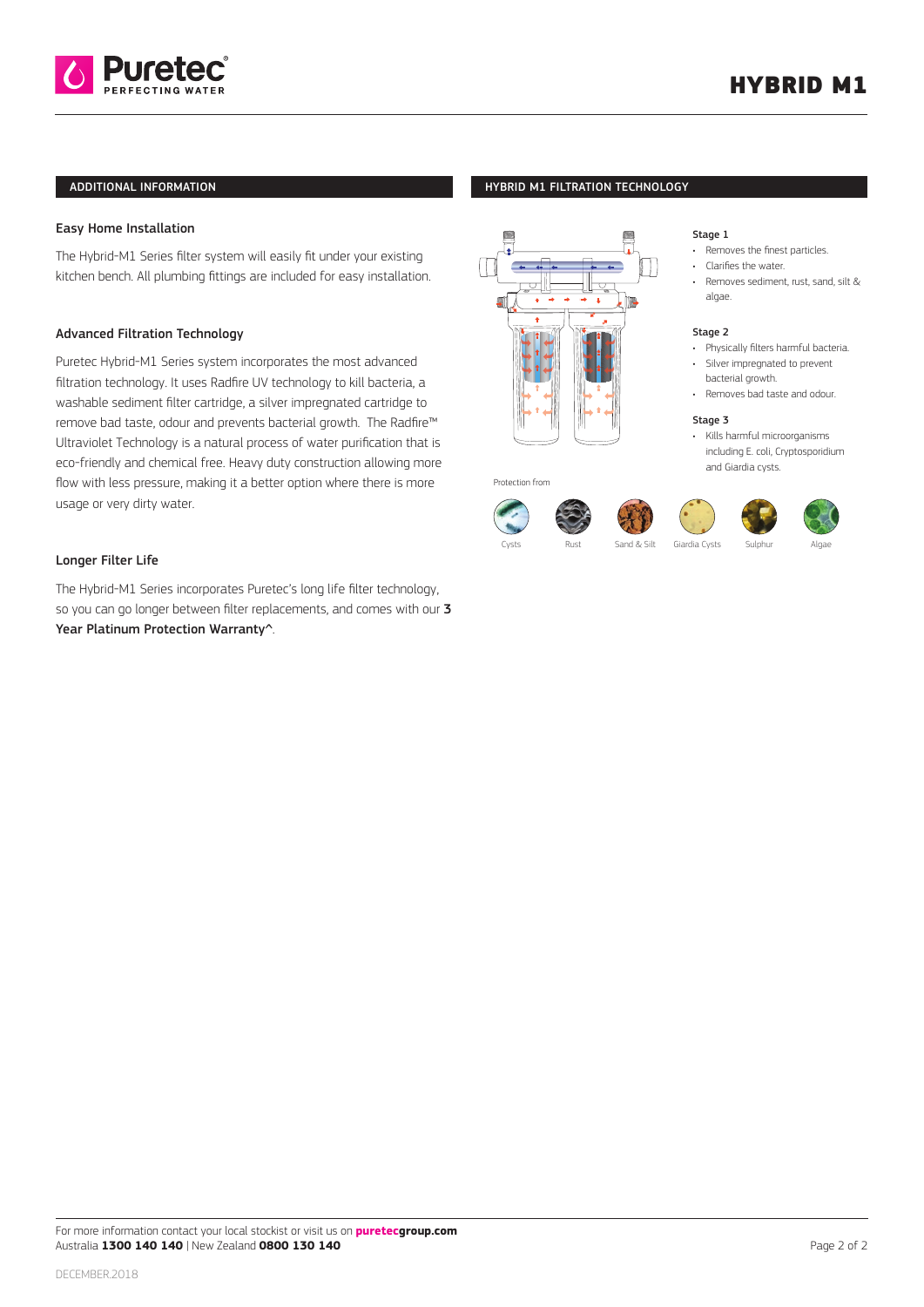# HYBRID M1

## ADDITIONAL INFORMATION

### Easy Home Installation

The Hybrid-M1 Series filter system will easily fit under your existing kitchen bench. All plumbing fittings are included for easy installation.

### Advanced Filtration Technology

Puretec Hybrid-M1 Series system incorporates the most advanced filtration technology. It uses Radfire UV technology to kill bacteria, a washable sediment filter cartridge, a silver impregnated cartridge to remove bad taste, odour and prevents bacterial growth. The Radfire™ Ultraviolet Technology is a natural process of water purification that is eco-friendly and chemical free. Heavy duty construction allowing more flow with less pressure, making it a better option where there is more usage or very dirty water.

### Longer Filter Life

The Hybrid-M1 Series incorporates Puretec's long life filter technology, so you can go longer between filter replacements, and comes with our **3 Year Platinum Protection Warranty^**.

## HYBRID M1 FILTRATION TECHNOLOGY

**Stage 1**

- Removes the finest particles.
- Clarifies the water.
- Removes sediment, rust, sand, silt & algae.

**Stage 2**

- Physically filters harmful bacteria.
- Silver impregnated to prevent bacterial growth.
- Removes bad taste and odour.

**Stage 3**

- Kills harmful microorganisms including E. coli, Cryptosporidium and Giardia cysts.

Protection from

Cysts
Rust
Sand & Silt
Giardia Cysts
Sulphur
Algae

For more information contact your local stockist or visit us on **puretecgroup.com**
Australia **1300 140 140** | New Zealand **0800 130 140**

DECEMBER.2018